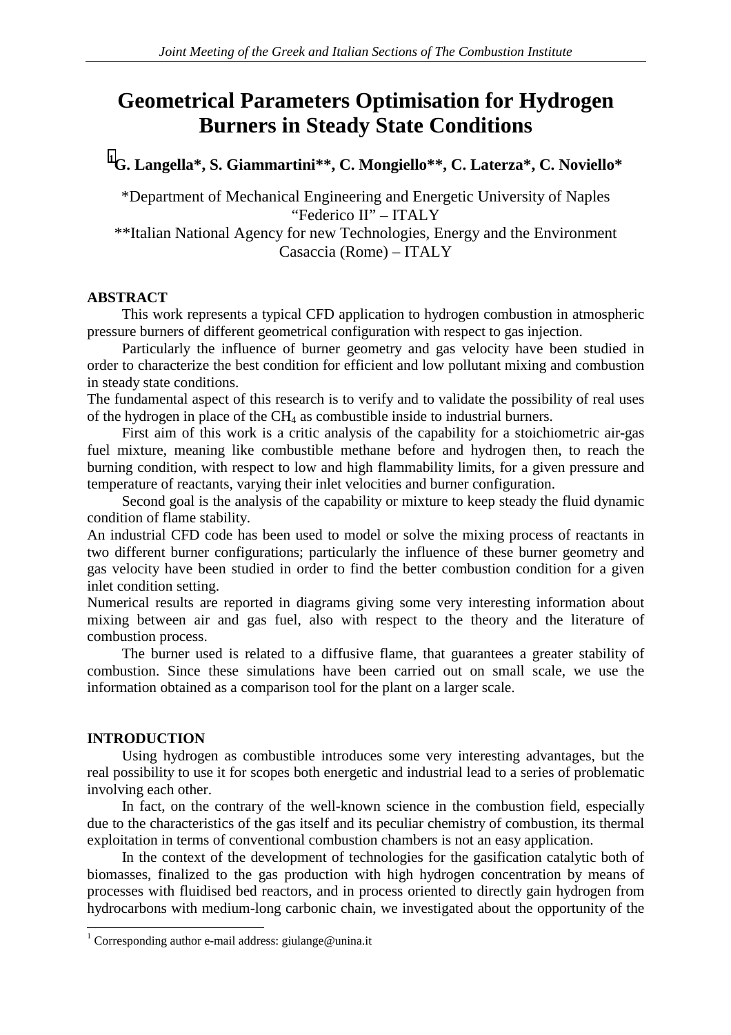# Geometrical Parameters Optimisation for Hydrogen Burners in Steady State Conditions

**[1]G. Langella\*, S. Giammartini\*\*, C. Mongiello\*\*, C. Laterza\*, C. Noviello\***

\*Department of Mechanical Engineering and Energetic University of Naples "Federico II" – ITALY

\*\*Italian National Agency for new Technologies, Energy and the Environment Casaccia (Rome) – ITALY

## ABSTRACT

This work represents a typical CFD application to hydrogen combustion in atmospheric pressure burners of different geometrical configuration with respect to gas injection.

Particularly the influence of burner geometry and gas velocity have been studied in order to characterize the best condition for efficient and low pollutant mixing and combustion in steady state conditions.

The fundamental aspect of this research is to verify and to validate the possibility of real uses of the hydrogen in place of the $CH_4$ as combustible inside to industrial burners.

First aim of this work is a critic analysis of the capability for a stoichiometric air-gas fuel mixture, meaning like combustible methane before and hydrogen then, to reach the burning condition, with respect to low and high flammability limits, for a given pressure and temperature of reactants, varying their inlet velocities and burner configuration.

Second goal is the analysis of the capability or mixture to keep steady the fluid dynamic condition of flame stability.

An industrial CFD code has been used to model or solve the mixing process of reactants in two different burner configurations; particularly the influence of these burner geometry and gas velocity have been studied in order to find the better combustion condition for a given inlet condition setting.

Numerical results are reported in diagrams giving some very interesting information about mixing between air and gas fuel, also with respect to the theory and the literature of combustion process.

The burner used is related to a diffusive flame, that guarantees a greater stability of combustion. Since these simulations have been carried out on small scale, we use the information obtained as a comparison tool for the plant on a larger scale.

## INTRODUCTION

Using hydrogen as combustible introduces some very interesting advantages, but the real possibility to use it for scopes both energetic and industrial lead to a series of problematic involving each other.

In fact, on the contrary of the well-known science in the combustion field, especially due to the characteristics of the gas itself and its peculiar chemistry of combustion, its thermal exploitation in terms of conventional combustion chambers is not an easy application.

In the context of the development of technologies for the gasification catalytic both of biomasses, finalized to the gas production with high hydrogen concentration by means of processes with fluidised bed reactors, and in process oriented to directly gain hydrogen from hydrocarbons with medium-long carbonic chain, we investigated about the opportunity of the

[1] Corresponding author e-mail address: giulange@unina.it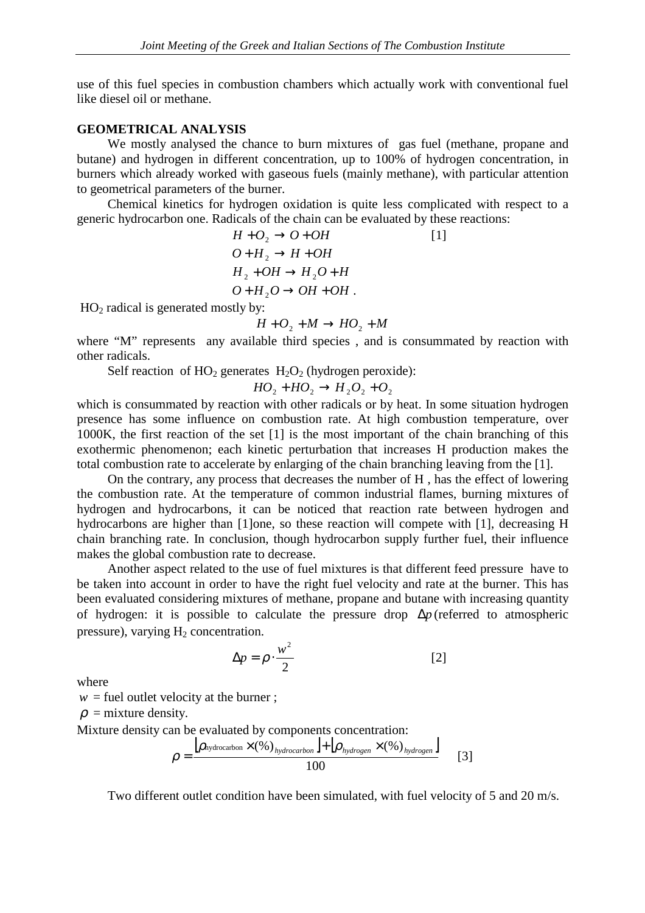use of this fuel species in combustion chambers which actually work with conventional fuel like diesel oil or methane.

## GEOMETRICAL ANALYSIS

We mostly analysed the chance to burn mixtures of gas fuel (methane, propane and butane) and hydrogen in different concentration, up to 100% of hydrogen concentration, in burners which already worked with gaseous fuels (mainly methane), with particular attention to geometrical parameters of the burner.

Chemical kinetics for hydrogen oxidation is quite less complicated with respect to a generic hydrocarbon one. Radicals of the chain can be evaluated by these reactions:

$$
\begin{aligned}
&H + O_2 \rightarrow O + OH \qquad [1]\\
&O + H_2 \rightarrow H + OH\\
&H_2 + OH \rightarrow H_2O + H\\
&O + H_2O \rightarrow OH + OH\ .
\end{aligned}
$$

$HO_2$ radical is generated mostly by:

$$H + O_2 + M \rightarrow HO_2 + M$$

where "M" represents any available third species , and is consummated by reaction with other radicals.

Self reaction of $HO_2$ generates $H_2O_2$ (hydrogen peroxide):

$$HO_2 + HO_2 \rightarrow H_2O_2 + O_2$$

which is consummated by reaction with other radicals or by heat. In some situation hydrogen presence has some influence on combustion rate. At high combustion temperature, over 1000K, the first reaction of the set [1] is the most important of the chain branching of this exothermic phenomenon; each kinetic perturbation that increases H production makes the total combustion rate to accelerate by enlarging of the chain branching leaving from the [1].

On the contrary, any process that decreases the number of H , has the effect of lowering the combustion rate. At the temperature of common industrial flames, burning mixtures of hydrogen and hydrocarbons, it can be noticed that reaction rate between hydrogen and hydrocarbons are higher than [1]one, so these reaction will compete with [1], decreasing H chain branching rate. In conclusion, though hydrocarbon supply further fuel, their influence makes the global combustion rate to decrease.

Another aspect related to the use of fuel mixtures is that different feed pressure have to be taken into account in order to have the right fuel velocity and rate at the burner. This has been evaluated considering mixtures of methane, propane and butane with increasing quantity of hydrogen: it is possible to calculate the pressure drop $\Delta p$ (referred to atmospheric pressure), varying $H_2$ concentration.

$$\Delta p = \rho \cdot \frac{w^2}{2} \qquad [2]$$

where

$w$ = fuel outlet velocity at the burner ;

$\rho$ = mixture density.

Mixture density can be evaluated by components concentration:

$$\rho = \frac{\lfloor \rho_{hydrocarbon} \times (\%)_{hydrocarbon} \rfloor + \lfloor \rho_{hydrogen} \times (\%)_{hydrogen} \rfloor}{100} \qquad [3]$$

Two different outlet condition have been simulated, with fuel velocity of 5 and 20 m/s.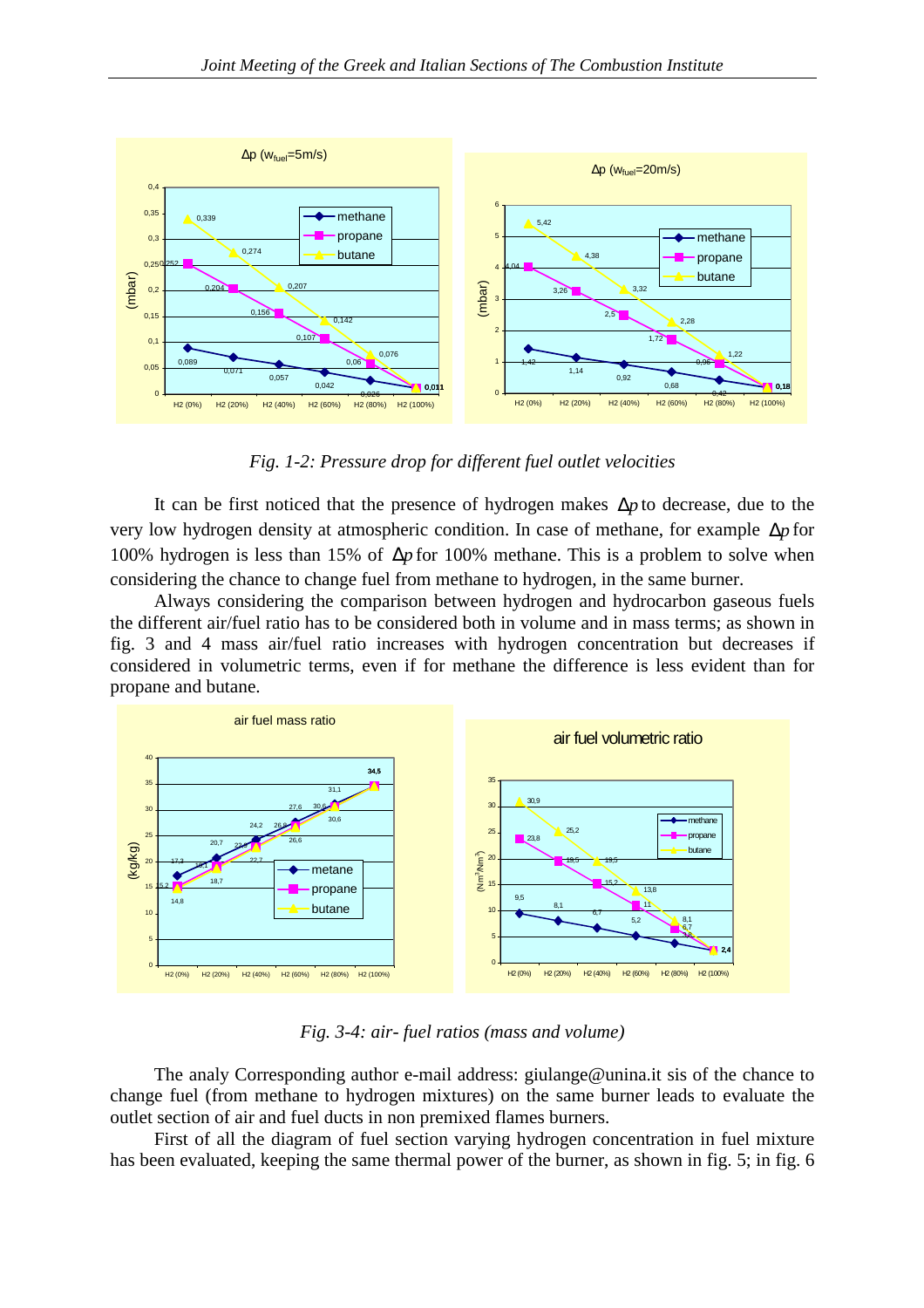Fig. 1-2: Pressure drop for different fuel outlet velocities

It can be first noticed that the presence of hydrogen makes $\Delta p$ to decrease, due to the very low hydrogen density at atmospheric condition. In case of methane, for example $\Delta p$ for 100% hydrogen is less than 15% of $\Delta p$ for 100% methane. This is a problem to solve when considering the chance to change fuel from methane to hydrogen, in the same burner.

Always considering the comparison between hydrogen and hydrocarbon gaseous fuels the different air/fuel ratio has to be considered both in volume and in mass terms; as shown in fig. 3 and 4 mass air/fuel ratio increases with hydrogen concentration but decreases if considered in volumetric terms, even if for methane the difference is less evident than for propane and butane.

Fig. 3-4: air- fuel ratios (mass and volume)

The analy Corresponding author e-mail address: giulange@unina.it sis of the chance to change fuel (from methane to hydrogen mixtures) on the same burner leads to evaluate the outlet section of air and fuel ducts in non premixed flames burners.

First of all the diagram of fuel section varying hydrogen concentration in fuel mixture has been evaluated, keeping the same thermal power of the burner, as shown in fig. 5; in fig. 6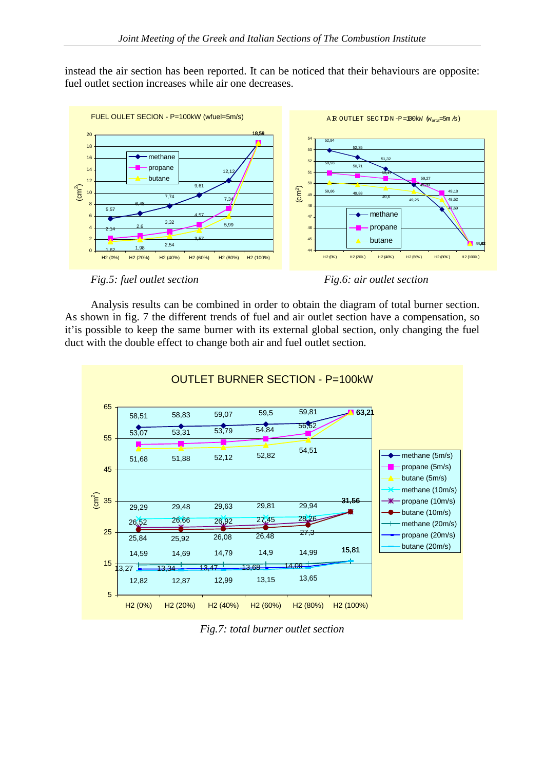instead the air section has been reported. It can be noticed that their behaviours are opposite: fuel outlet section increases while air one decreases.

*Fig.5: fuel outlet section*

*Fig.6: air outlet section*

Analysis results can be combined in order to obtain the diagram of total burner section. As shown in fig. 7 the different trends of fuel and air outlet section have a compensation, so it'is possible to keep the same burner with its external global section, only changing the fuel duct with the double effect to change both air and fuel outlet section.

*Fig.7: total burner outlet section*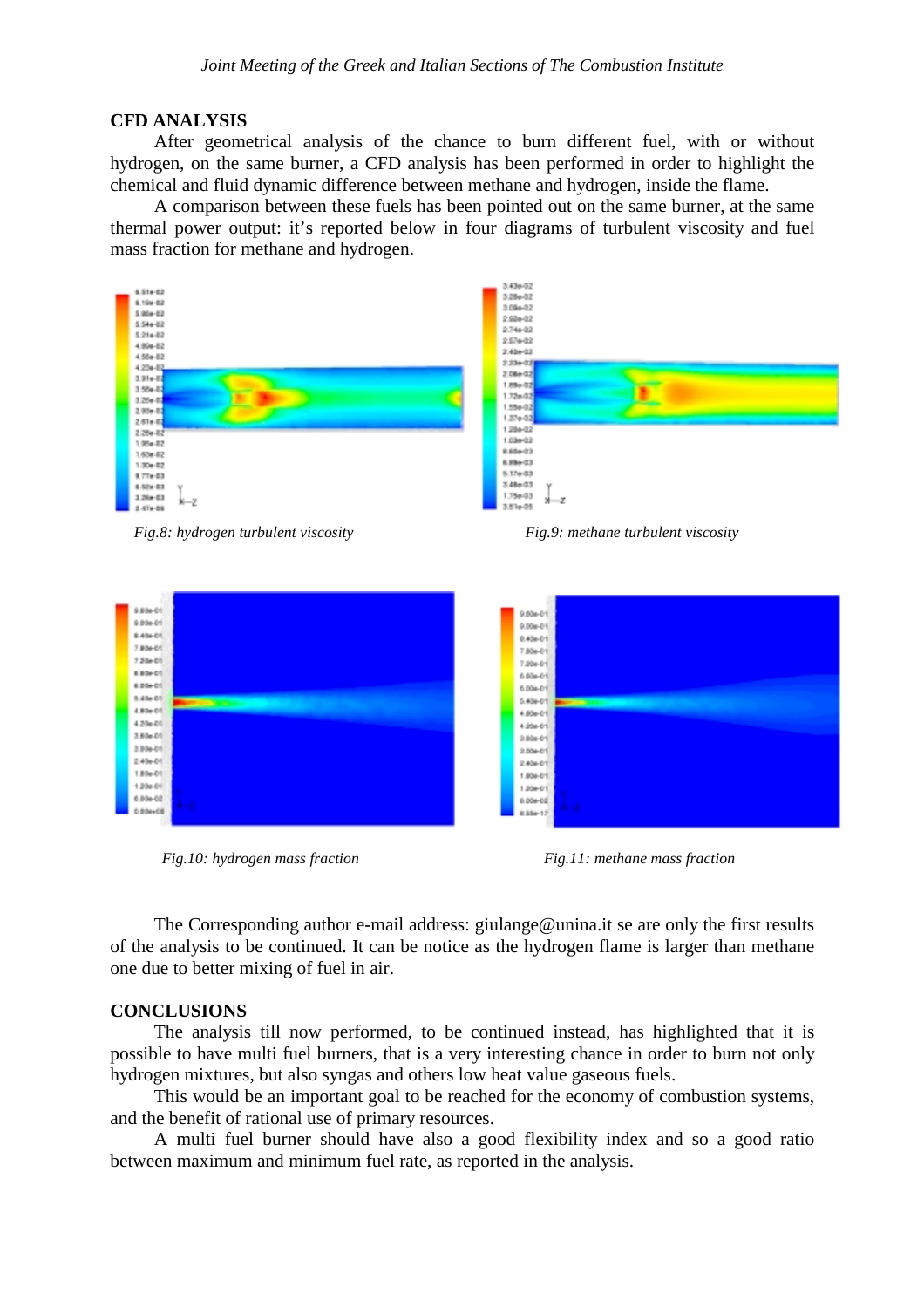## CFD ANALYSIS

After geometrical analysis of the chance to burn different fuel, with or without hydrogen, on the same burner, a CFD analysis has been performed in order to highlight the chemical and fluid dynamic difference between methane and hydrogen, inside the flame.

A comparison between these fuels has been pointed out on the same burner, at the same thermal power output: it's reported below in four diagrams of turbulent viscosity and fuel mass fraction for methane and hydrogen.

*Fig.8: hydrogen turbulent viscosity*

*Fig.9: methane turbulent viscosity*

*Fig.10: hydrogen mass fraction*

*Fig.11: methane mass fraction*

The Corresponding author e-mail address: giulange@unina.it se are only the first results of the analysis to be continued. It can be notice as the hydrogen flame is larger than methane one due to better mixing of fuel in air.

## CONCLUSIONS

The analysis till now performed, to be continued instead, has highlighted that it is possible to have multi fuel burners, that is a very interesting chance in order to burn not only hydrogen mixtures, but also syngas and others low heat value gaseous fuels.

This would be an important goal to be reached for the economy of combustion systems, and the benefit of rational use of primary resources.

A multi fuel burner should have also a good flexibility index and so a good ratio between maximum and minimum fuel rate, as reported in the analysis.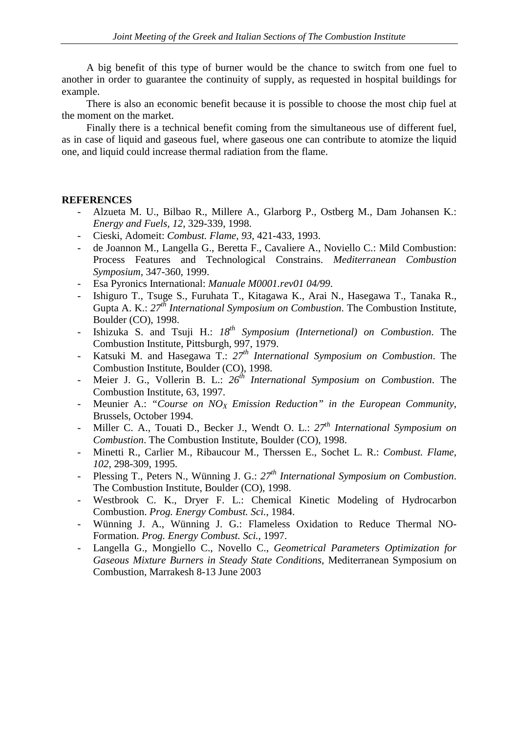A big benefit of this type of burner would be the chance to switch from one fuel to another in order to guarantee the continuity of supply, as requested in hospital buildings for example.

There is also an economic benefit because it is possible to choose the most chip fuel at the moment on the market.

Finally there is a technical benefit coming from the simultaneous use of different fuel, as in case of liquid and gaseous fuel, where gaseous one can contribute to atomize the liquid one, and liquid could increase thermal radiation from the flame.

**REFERENCES**

- Alzueta M. U., Bilbao R., Millere A., Glarborg P., Ostberg M., Dam Johansen K.: *Energy and Fuels, 12*, 329-339, 1998.
- Cieski, Adomeit: *Combust. Flame, 93*, 421-433, 1993.
- de Joannon M., Langella G., Beretta F., Cavaliere A., Noviello C.: Mild Combustion: Process Features and Technological Constrains. *Mediterranean Combustion Symposium*, 347-360, 1999.
- Esa Pyronics International: *Manuale M0001.rev01 04/99*.
- Ishiguro T., Tsuge S., Furuhata T., Kitagawa K., Arai N., Hasegawa T., Tanaka R., Gupta A. K.: *27th International Symposium on Combustion*. The Combustion Institute, Boulder (CO), 1998.
- Ishizuka S. and Tsuji H.: *18th Symposium (Internetional) on Combustion*. The Combustion Institute, Pittsburgh, 997, 1979.
- Katsuki M. and Hasegawa T.: *27th International Symposium on Combustion*. The Combustion Institute, Boulder (CO), 1998.
- Meier J. G., Vollerin B. L.: *26th International Symposium on Combustion*. The Combustion Institute, 63, 1997.
- Meunier A.: *"Course on $NO_X$ Emission Reduction" in the European Community*, Brussels, October 1994.
- Miller C. A., Touati D., Becker J., Wendt O. L.: *27th International Symposium on Combustion*. The Combustion Institute, Boulder (CO), 1998.
- Minetti R., Carlier M., Ribaucour M., Therssen E., Sochet L. R.: *Combust. Flame, 102*, 298-309, 1995.
- Plessing T., Peters N., Wünning J. G.: *27th International Symposium on Combustion*. The Combustion Institute, Boulder (CO), 1998.
- Westbrook C. K., Dryer F. L.: Chemical Kinetic Modeling of Hydrocarbon Combustion. *Prog. Energy Combust. Sci.*, 1984.
- Wünning J. A., Wünning J. G.: Flameless Oxidation to Reduce Thermal NO-Formation. *Prog. Energy Combust. Sci.*, 1997.
- Langella G., Mongiello C., Novello C., *Geometrical Parameters Optimization for Gaseous Mixture Burners in Steady State Conditions,* Mediterranean Symposium on Combustion, Marrakesh 8-13 June 2003